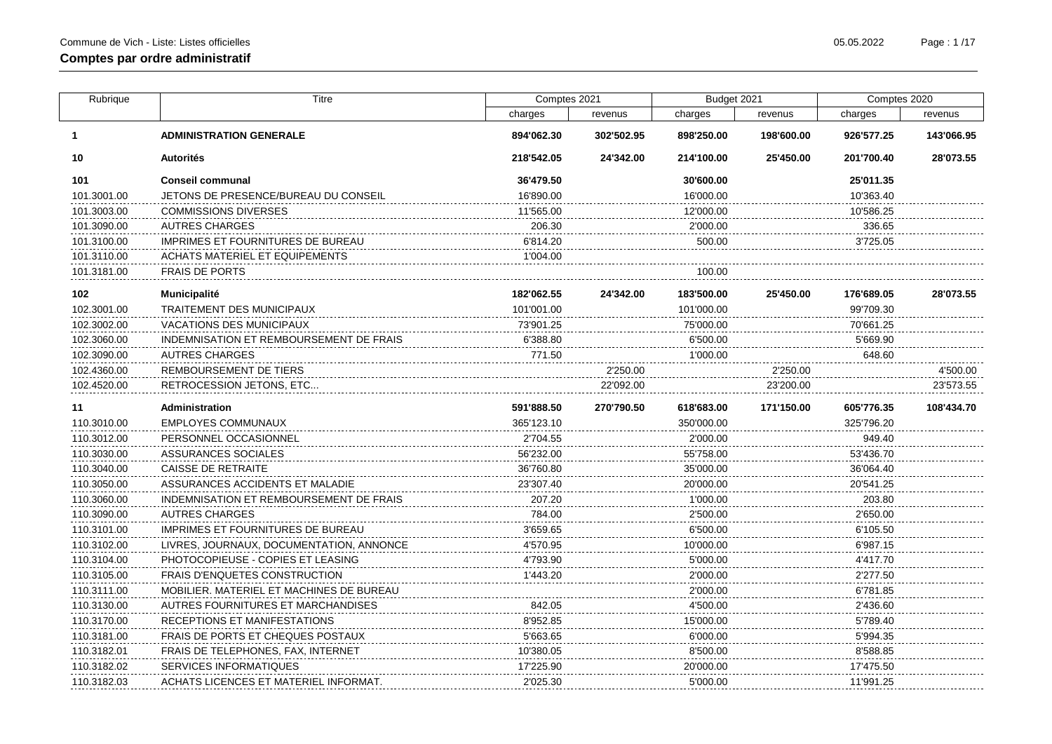**Comptes par ordre administratif**

| Rubrique | Titre | Comptes 2021 | | Budget 2021 | | Comptes 2020 | |
|---|---|---|---|---|---|---|---|
| | | charges | revenus | charges | revenus | charges | revenus |
| **1** | **ADMINISTRATION GENERALE** | **894'062.30** | **302'502.95** | **898'250.00** | **198'600.00** | **926'577.25** | **143'066.95** |
| **10** | **Autorités** | **218'542.05** | **24'342.00** | **214'100.00** | **25'450.00** | **201'700.40** | **28'073.55** |
| **101** | **Conseil communal** | **36'479.50** | | **30'600.00** | | **25'011.35** | |
| 101.3001.00 | JETONS DE PRESENCE/BUREAU DU CONSEIL | 16'890.00 | | 16'000.00 | | 10'363.40 | |
| 101.3003.00 | COMMISSIONS DIVERSES | 11'565.00 | | 12'000.00 | | 10'586.25 | |
| 101.3090.00 | AUTRES CHARGES | 206.30 | | 2'000.00 | | 336.65 | |
| 101.3100.00 | IMPRIMES ET FOURNITURES DE BUREAU | 6'814.20 | | 500.00 | | 3'725.05 | |
| 101.3110.00 | ACHATS MATERIEL ET EQUIPEMENTS | 1'004.00 | | | | | |
| 101.3181.00 | FRAIS DE PORTS | | | 100.00 | | | |
| **102** | **Municipalité** | **182'062.55** | **24'342.00** | **183'500.00** | **25'450.00** | **176'689.05** | **28'073.55** |
| 102.3001.00 | TRAITEMENT DES MUNICIPAUX | 101'001.00 | | 101'000.00 | | 99'709.30 | |
| 102.3002.00 | VACATIONS DES MUNICIPAUX | 73'901.25 | | 75'000.00 | | 70'661.25 | |
| 102.3060.00 | INDEMNISATION ET REMBOURSEMENT DE FRAIS | 6'388.80 | | 6'500.00 | | 5'669.90 | |
| 102.3090.00 | AUTRES CHARGES | 771.50 | | 1'000.00 | | 648.60 | |
| 102.4360.00 | REMBOURSEMENT DE TIERS | | 2'250.00 | | 2'250.00 | | 4'500.00 |
| 102.4520.00 | RETROCESSION JETONS, ETC... | | 22'092.00 | | 23'200.00 | | 23'573.55 |
| **11** | **Administration** | **591'888.50** | **270'790.50** | **618'683.00** | **171'150.00** | **605'776.35** | **108'434.70** |
| 110.3010.00 | EMPLOYES COMMUNAUX | 365'123.10 | | 350'000.00 | | 325'796.20 | |
| 110.3012.00 | PERSONNEL OCCASIONNEL | 2'704.55 | | 2'000.00 | | 949.40 | |
| 110.3030.00 | ASSURANCES SOCIALES | 56'232.00 | | 55'758.00 | | 53'436.70 | |
| 110.3040.00 | CAISSE DE RETRAITE | 36'760.80 | | 35'000.00 | | 36'064.40 | |
| 110.3050.00 | ASSURANCES ACCIDENTS ET MALADIE | 23'307.40 | | 20'000.00 | | 20'541.25 | |
| 110.3060.00 | INDEMNISATION ET REMBOURSEMENT DE FRAIS | 207.20 | | 1'000.00 | | 203.80 | |
| 110.3090.00 | AUTRES CHARGES | 784.00 | | 2'500.00 | | 2'650.00 | |
| 110.3101.00 | IMPRIMES ET FOURNITURES DE BUREAU | 3'659.65 | | 6'500.00 | | 6'105.50 | |
| 110.3102.00 | LIVRES, JOURNAUX, DOCUMENTATION, ANNONCE | 4'570.95 | | 10'000.00 | | 6'987.15 | |
| 110.3104.00 | PHOTOCOPIEUSE - COPIES ET LEASING | 4'793.90 | | 5'000.00 | | 4'417.70 | |
| 110.3105.00 | FRAIS D'ENQUETES CONSTRUCTION | 1'443.20 | | 2'000.00 | | 2'277.50 | |
| 110.3111.00 | MOBILIER. MATERIEL ET MACHINES DE BUREAU | | | 2'000.00 | | 6'781.85 | |
| 110.3130.00 | AUTRES FOURNITURES ET MARCHANDISES | 842.05 | | 4'500.00 | | 2'436.60 | |
| 110.3170.00 | RECEPTIONS ET MANIFESTATIONS | 8'952.85 | | 15'000.00 | | 5'789.40 | |
| 110.3181.00 | FRAIS DE PORTS ET CHEQUES POSTAUX | 5'663.65 | | 6'000.00 | | 5'994.35 | |
| 110.3182.01 | FRAIS DE TELEPHONES, FAX, INTERNET | 10'380.05 | | 8'500.00 | | 8'588.85 | |
| 110.3182.02 | SERVICES INFORMATIQUES | 17'225.90 | | 20'000.00 | | 17'475.50 | |
| 110.3182.03 | ACHATS LICENCES ET MATERIEL INFORMAT. | 2'025.30 | | 5'000.00 | | 11'991.25 | |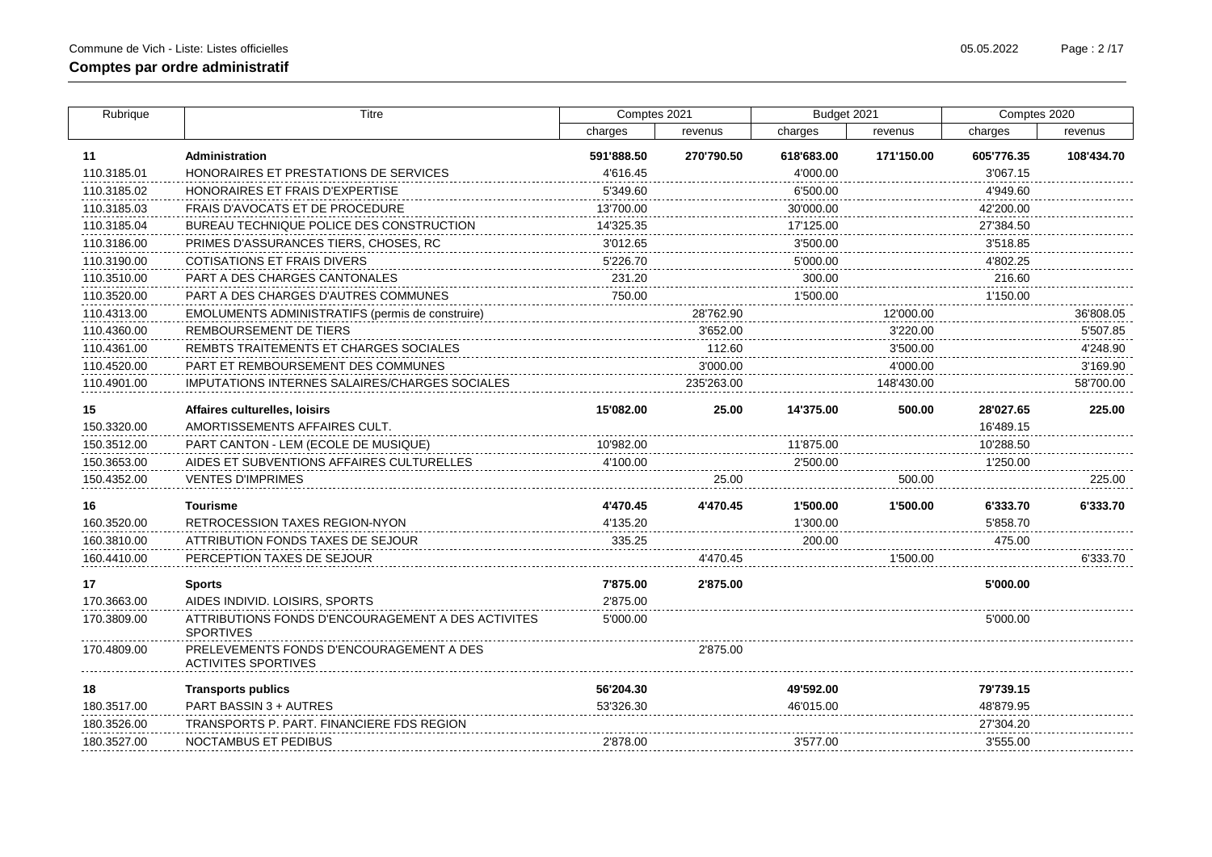## Comptes par ordre administratif

| Rubrique | Titre | Comptes 2021 | | Budget 2021 | | Comptes 2020 | |
|---|---|---|---|---|---|---|---|
| | | charges | revenus | charges | revenus | charges | revenus |
| **11** | **Administration** | **591'888.50** | **270'790.50** | **618'683.00** | **171'150.00** | **605'776.35** | **108'434.70** |
| 110.3185.01 | HONORAIRES ET PRESTATIONS DE SERVICES | 4'616.45 | | 4'000.00 | | 3'067.15 | |
| 110.3185.02 | HONORAIRES ET FRAIS D'EXPERTISE | 5'349.60 | | 6'500.00 | | 4'949.60 | |
| 110.3185.03 | FRAIS D'AVOCATS ET DE PROCEDURE | 13'700.00 | | 30'000.00 | | 42'200.00 | |
| 110.3185.04 | BUREAU TECHNIQUE POLICE DES CONSTRUCTION | 14'325.35 | | 17'125.00 | | 27'384.50 | |
| 110.3186.00 | PRIMES D'ASSURANCES TIERS, CHOSES, RC | 3'012.65 | | 3'500.00 | | 3'518.85 | |
| 110.3190.00 | COTISATIONS ET FRAIS DIVERS | 5'226.70 | | 5'000.00 | | 4'802.25 | |
| 110.3510.00 | PART A DES CHARGES CANTONALES | 231.20 | | 300.00 | | 216.60 | |
| 110.3520.00 | PART A DES CHARGES D'AUTRES COMMUNES | 750.00 | | 1'500.00 | | 1'150.00 | |
| 110.4313.00 | EMOLUMENTS ADMINISTRATIFS (permis de construire) | | 28'762.90 | | 12'000.00 | | 36'808.05 |
| 110.4360.00 | REMBOURSEMENT DE TIERS | | 3'652.00 | | 3'220.00 | | 5'507.85 |
| 110.4361.00 | REMBTS TRAITEMENTS ET CHARGES SOCIALES | | 112.60 | | 3'500.00 | | 4'248.90 |
| 110.4520.00 | PART ET REMBOURSEMENT DES COMMUNES | | 3'000.00 | | 4'000.00 | | 3'169.90 |
| 110.4901.00 | IMPUTATIONS INTERNES SALAIRES/CHARGES SOCIALES | | 235'263.00 | | 148'430.00 | | 58'700.00 |
| **15** | **Affaires culturelles, loisirs** | **15'082.00** | **25.00** | **14'375.00** | **500.00** | **28'027.65** | **225.00** |
| 150.3320.00 | AMORTISSEMENTS AFFAIRES CULT. | | | | | 16'489.15 | |
| 150.3512.00 | PART CANTON - LEM (ECOLE DE MUSIQUE) | 10'982.00 | | 11'875.00 | | 10'288.50 | |
| 150.3653.00 | AIDES ET SUBVENTIONS AFFAIRES CULTURELLES | 4'100.00 | | 2'500.00 | | 1'250.00 | |
| 150.4352.00 | VENTES D'IMPRIMES | | 25.00 | | 500.00 | | 225.00 |
| **16** | **Tourisme** | **4'470.45** | **4'470.45** | **1'500.00** | **1'500.00** | **6'333.70** | **6'333.70** |
| 160.3520.00 | RETROCESSION TAXES REGION-NYON | 4'135.20 | | 1'300.00 | | 5'858.70 | |
| 160.3810.00 | ATTRIBUTION FONDS TAXES DE SEJOUR | 335.25 | | 200.00 | | 475.00 | |
| 160.4410.00 | PERCEPTION TAXES DE SEJOUR | | 4'470.45 | | 1'500.00 | | 6'333.70 |
| **17** | **Sports** | **7'875.00** | **2'875.00** | | | **5'000.00** | |
| 170.3663.00 | AIDES INDIVID. LOISIRS, SPORTS | 2'875.00 | | | | | |
| 170.3809.00 | ATTRIBUTIONS FONDS D'ENCOURAGEMENT A DES ACTIVITES SPORTIVES | 5'000.00 | | | | 5'000.00 | |
| 170.4809.00 | PRELEVEMENTS FONDS D'ENCOURAGEMENT A DES ACTIVITES SPORTIVES | | 2'875.00 | | | | |
| **18** | **Transports publics** | **56'204.30** | | **49'592.00** | | **79'739.15** | |
| 180.3517.00 | PART BASSIN 3 + AUTRES | 53'326.30 | | 46'015.00 | | 48'879.95 | |
| 180.3526.00 | TRANSPORTS P. PART. FINANCIERE FDS REGION | | | | | 27'304.20 | |
| 180.3527.00 | NOCTAMBUS ET PEDIBUS | 2'878.00 | | 3'577.00 | | 3'555.00 | |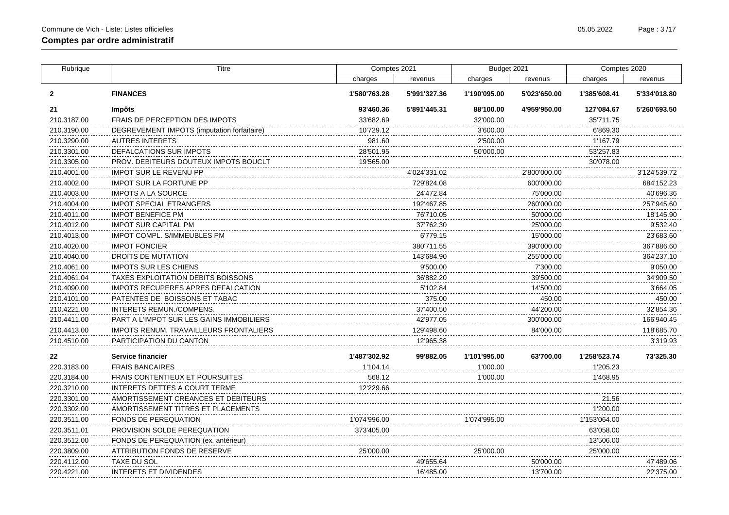## Comptes par ordre administratif

| Rubrique | Titre | Comptes 2021 | | Budget 2021 | | Comptes 2020 | |
|---|---|---|---|---|---|---|---|
| | | charges | revenus | charges | revenus | charges | revenus |
| **2** | **FINANCES** | **1'580'763.28** | **5'991'327.36** | **1'190'095.00** | **5'023'650.00** | **1'385'608.41** | **5'334'018.80** |
| **21** | **Impôts** | **93'460.36** | **5'891'445.31** | **88'100.00** | **4'959'950.00** | **127'084.67** | **5'260'693.50** |
| 210.3187.00 | FRAIS DE PERCEPTION DES IMPOTS | 33'682.69 | | 32'000.00 | | 35'711.75 | |
| 210.3190.00 | DEGREVEMENT IMPOTS (imputation forfaitaire) | 10'729.12 | | 3'600.00 | | 6'869.30 | |
| 210.3290.00 | AUTRES INTERETS | 981.60 | | 2'500.00 | | 1'167.79 | |
| 210.3301.00 | DEFALCATIONS SUR IMPOTS | 28'501.95 | | 50'000.00 | | 53'257.83 | |
| 210.3305.00 | PROV. DEBITEURS DOUTEUX IMPOTS BOUCLT | 19'565.00 | | | | 30'078.00 | |
| 210.4001.00 | IMPOT SUR LE REVENU PP | | 4'024'331.02 | | 2'800'000.00 | | 3'124'539.72 |
| 210.4002.00 | IMPOT SUR LA FORTUNE PP | | 729'824.08 | | 600'000.00 | | 684'152.23 |
| 210.4003.00 | IMPOTS A LA SOURCE | | 24'472.84 | | 75'000.00 | | 40'696.36 |
| 210.4004.00 | IMPOT SPECIAL ETRANGERS | | 192'467.85 | | 260'000.00 | | 257'945.60 |
| 210.4011.00 | IMPOT BENEFICE PM | | 76'710.05 | | 50'000.00 | | 18'145.90 |
| 210.4012.00 | IMPOT SUR CAPITAL PM | | 37'762.30 | | 25'000.00 | | 9'532.40 |
| 210.4013.00 | IMPOT COMPL. S/IMMEUBLES PM | | 6'779.15 | | 15'000.00 | | 23'683.60 |
| 210.4020.00 | IMPOT FONCIER | | 380'711.55 | | 390'000.00 | | 367'886.60 |
| 210.4040.00 | DROITS DE MUTATION | | 143'684.90 | | 255'000.00 | | 364'237.10 |
| 210.4061.00 | IMPOTS SUR LES CHIENS | | 9'500.00 | | 7'300.00 | | 9'050.00 |
| 210.4061.04 | TAXES EXPLOITATION DEBITS BOISSONS | | 36'882.20 | | 39'500.00 | | 34'909.50 |
| 210.4090.00 | IMPOTS RECUPERES APRES DEFALCATION | | 5'102.84 | | 14'500.00 | | 3'664.05 |
| 210.4101.00 | PATENTES DE BOISSONS ET TABAC | | 375.00 | | 450.00 | | 450.00 |
| 210.4221.00 | INTERETS REMUN./COMPENS. | | 37'400.50 | | 44'200.00 | | 32'854.36 |
| 210.4411.00 | PART A L'IMPOT SUR LES GAINS IMMOBILIERS | | 42'977.05 | | 300'000.00 | | 166'940.45 |
| 210.4413.00 | IMPOTS RENUM. TRAVAILLEURS FRONTALIERS | | 129'498.60 | | 84'000.00 | | 118'685.70 |
| 210.4510.00 | PARTICIPATION DU CANTON | | 12'965.38 | | | | 3'319.93 |
| **22** | **Service financier** | **1'487'302.92** | **99'882.05** | **1'101'995.00** | **63'700.00** | **1'258'523.74** | **73'325.30** |
| 220.3183.00 | FRAIS BANCAIRES | 1'104.14 | | 1'000.00 | | 1'205.23 | |
| 220.3184.00 | FRAIS CONTENTIEUX ET POURSUITES | 568.12 | | 1'000.00 | | 1'468.95 | |
| 220.3210.00 | INTERETS DETTES A COURT TERME | 12'229.66 | | | | | |
| 220.3301.00 | AMORTISSEMENT CREANCES ET DEBITEURS | | | | | 21.56 | |
| 220.3302.00 | AMORTISSEMENT TITRES ET PLACEMENTS | | | | | 1'200.00 | |
| 220.3511.00 | FONDS DE PEREQUATION | 1'074'996.00 | | 1'074'995.00 | | 1'153'064.00 | |
| 220.3511.01 | PROVISION SOLDE PEREQUATION | 373'405.00 | | | | 63'058.00 | |
| 220.3512.00 | FONDS DE PEREQUATION (ex. antérieur) | | | | | 13'506.00 | |
| 220.3809.00 | ATTRIBUTION FONDS DE RESERVE | 25'000.00 | | 25'000.00 | | 25'000.00 | |
| 220.4112.00 | TAXE DU SOL | | 49'655.64 | | 50'000.00 | | 47'489.06 |
| 220.4221.00 | INTERETS ET DIVIDENDES | | 16'485.00 | | 13'700.00 | | 22'375.00 |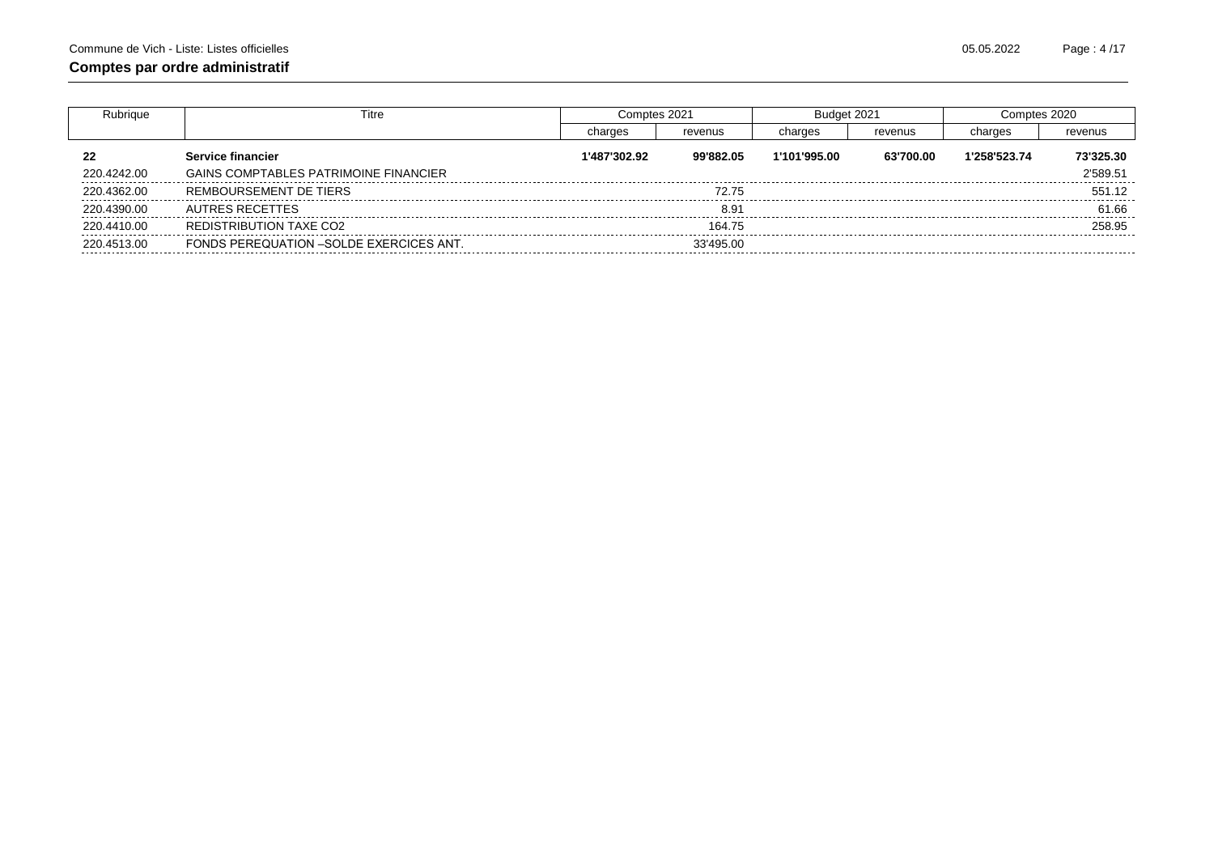**Comptes par ordre administratif**

| Rubrique | Titre | Comptes 2021 | | Budget 2021 | | Comptes 2020 | |
|---|---|---|---|---|---|---|---|
| | | charges | revenus | charges | revenus | charges | revenus |
| **22** | **Service financier** | **1'487'302.92** | **99'882.05** | **1'101'995.00** | **63'700.00** | **1'258'523.74** | **73'325.30** |
| 220.4242.00 | GAINS COMPTABLES PATRIMOINE FINANCIER | | | | | | 2'589.51 |
| 220.4362.00 | REMBOURSEMENT DE TIERS | | 72.75 | | | | 551.12 |
| 220.4390.00 | AUTRES RECETTES | | 8.91 | | | | 61.66 |
| 220.4410.00 | REDISTRIBUTION TAXE CO2 | | 164.75 | | | | 258.95 |
| 220.4513.00 | FONDS PEREQUATION –SOLDE EXERCICES ANT. | | 33'495.00 | | | | |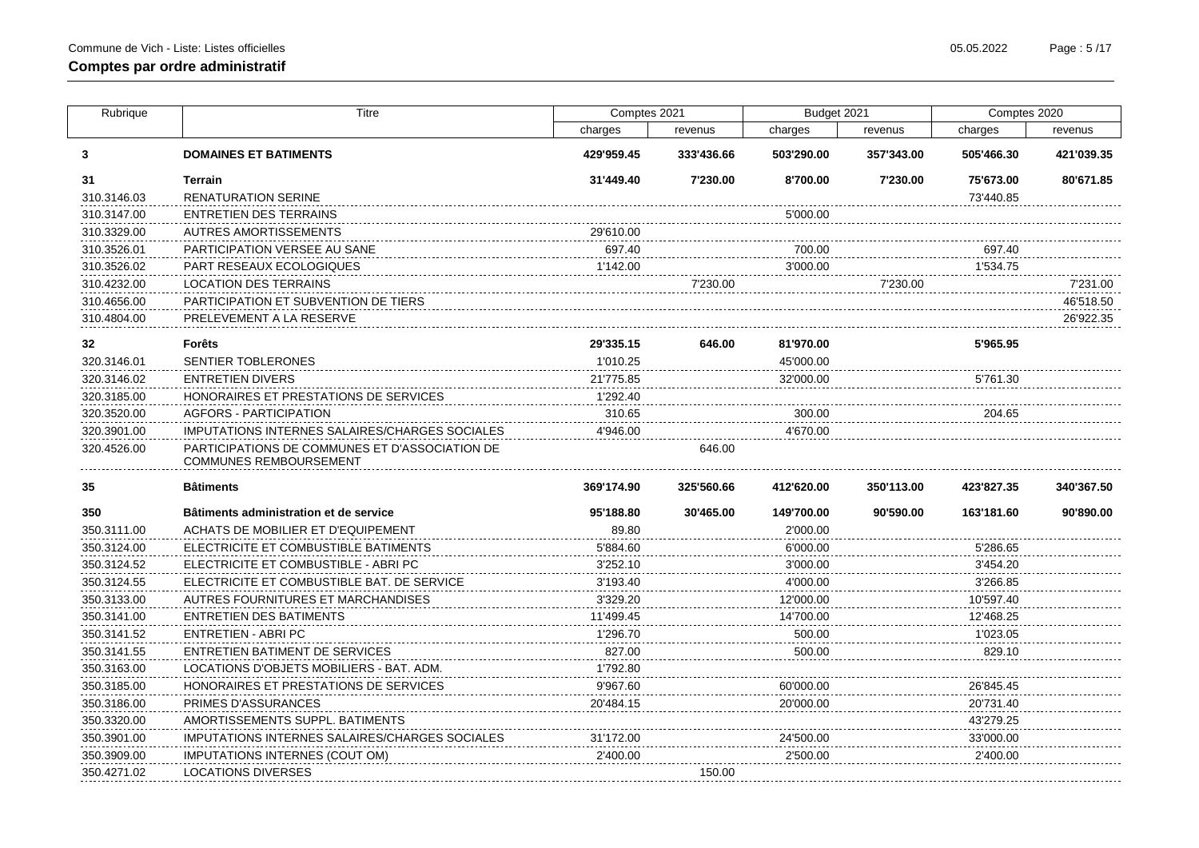## Comptes par ordre administratif

| Rubrique | Titre | Comptes 2021 | | Budget 2021 | | Comptes 2020 | |
|---|---|---|---|---|---|---|---|
| | | charges | revenus | charges | revenus | charges | revenus |
| **3** | **DOMAINES ET BATIMENTS** | **429'959.45** | **333'436.66** | **503'290.00** | **357'343.00** | **505'466.30** | **421'039.35** |
| **31** | **Terrain** | **31'449.40** | **7'230.00** | **8'700.00** | **7'230.00** | **75'673.00** | **80'671.85** |
| 310.3146.03 | RENATURATION SERINE | | | | | 73'440.85 | |
| 310.3147.00 | ENTRETIEN DES TERRAINS | | | 5'000.00 | | | |
| 310.3329.00 | AUTRES AMORTISSEMENTS | 29'610.00 | | | | | |
| 310.3526.01 | PARTICIPATION VERSEE AU SANE | 697.40 | | 700.00 | | 697.40 | |
| 310.3526.02 | PART RESEAUX ECOLOGIQUES | 1'142.00 | | 3'000.00 | | 1'534.75 | |
| 310.4232.00 | LOCATION DES TERRAINS | | 7'230.00 | | 7'230.00 | | 7'231.00 |
| 310.4656.00 | PARTICIPATION ET SUBVENTION DE TIERS | | | | | | 46'518.50 |
| 310.4804.00 | PRELEVEMENT A LA RESERVE | | | | | | 26'922.35 |
| **32** | **Forêts** | **29'335.15** | **646.00** | **81'970.00** | | **5'965.95** | |
| 320.3146.01 | SENTIER TOBLERONES | 1'010.25 | | 45'000.00 | | | |
| 320.3146.02 | ENTRETIEN DIVERS | 21'775.85 | | 32'000.00 | | 5'761.30 | |
| 320.3185.00 | HONORAIRES ET PRESTATIONS DE SERVICES | 1'292.40 | | | | | |
| 320.3520.00 | AGFORS - PARTICIPATION | 310.65 | | 300.00 | | 204.65 | |
| 320.3901.00 | IMPUTATIONS INTERNES SALAIRES/CHARGES SOCIALES | 4'946.00 | | 4'670.00 | | | |
| 320.4526.00 | PARTICIPATIONS DE COMMUNES ET D'ASSOCIATION DE COMMUNES REMBOURSEMENT | | 646.00 | | | | |
| **35** | **Bâtiments** | **369'174.90** | **325'560.66** | **412'620.00** | **350'113.00** | **423'827.35** | **340'367.50** |
| **350** | **Bâtiments administration et de service** | **95'188.80** | **30'465.00** | **149'700.00** | **90'590.00** | **163'181.60** | **90'890.00** |
| 350.3111.00 | ACHATS DE MOBILIER ET D'EQUIPEMENT | 89.80 | | 2'000.00 | | | |
| 350.3124.00 | ELECTRICITE ET COMBUSTIBLE BATIMENTS | 5'884.60 | | 6'000.00 | | 5'286.65 | |
| 350.3124.52 | ELECTRICITE ET COMBUSTIBLE - ABRI PC | 3'252.10 | | 3'000.00 | | 3'454.20 | |
| 350.3124.55 | ELECTRICITE ET COMBUSTIBLE BAT. DE SERVICE | 3'193.40 | | 4'000.00 | | 3'266.85 | |
| 350.3133.00 | AUTRES FOURNITURES ET MARCHANDISES | 3'329.20 | | 12'000.00 | | 10'597.40 | |
| 350.3141.00 | ENTRETIEN DES BATIMENTS | 11'499.45 | | 14'700.00 | | 12'468.25 | |
| 350.3141.52 | ENTRETIEN - ABRI PC | 1'296.70 | | 500.00 | | 1'023.05 | |
| 350.3141.55 | ENTRETIEN BATIMENT DE SERVICES | 827.00 | | 500.00 | | 829.10 | |
| 350.3163.00 | LOCATIONS D'OBJETS MOBILIERS - BAT. ADM. | 1'792.80 | | | | | |
| 350.3185.00 | HONORAIRES ET PRESTATIONS DE SERVICES | 9'967.60 | | 60'000.00 | | 26'845.45 | |
| 350.3186.00 | PRIMES D'ASSURANCES | 20'484.15 | | 20'000.00 | | 20'731.40 | |
| 350.3320.00 | AMORTISSEMENTS SUPPL. BATIMENTS | | | | | 43'279.25 | |
| 350.3901.00 | IMPUTATIONS INTERNES SALAIRES/CHARGES SOCIALES | 31'172.00 | | 24'500.00 | | 33'000.00 | |
| 350.3909.00 | IMPUTATIONS INTERNES (COUT OM) | 2'400.00 | | 2'500.00 | | 2'400.00 | |
| 350.4271.02 | LOCATIONS DIVERSES | | 150.00 | | | | |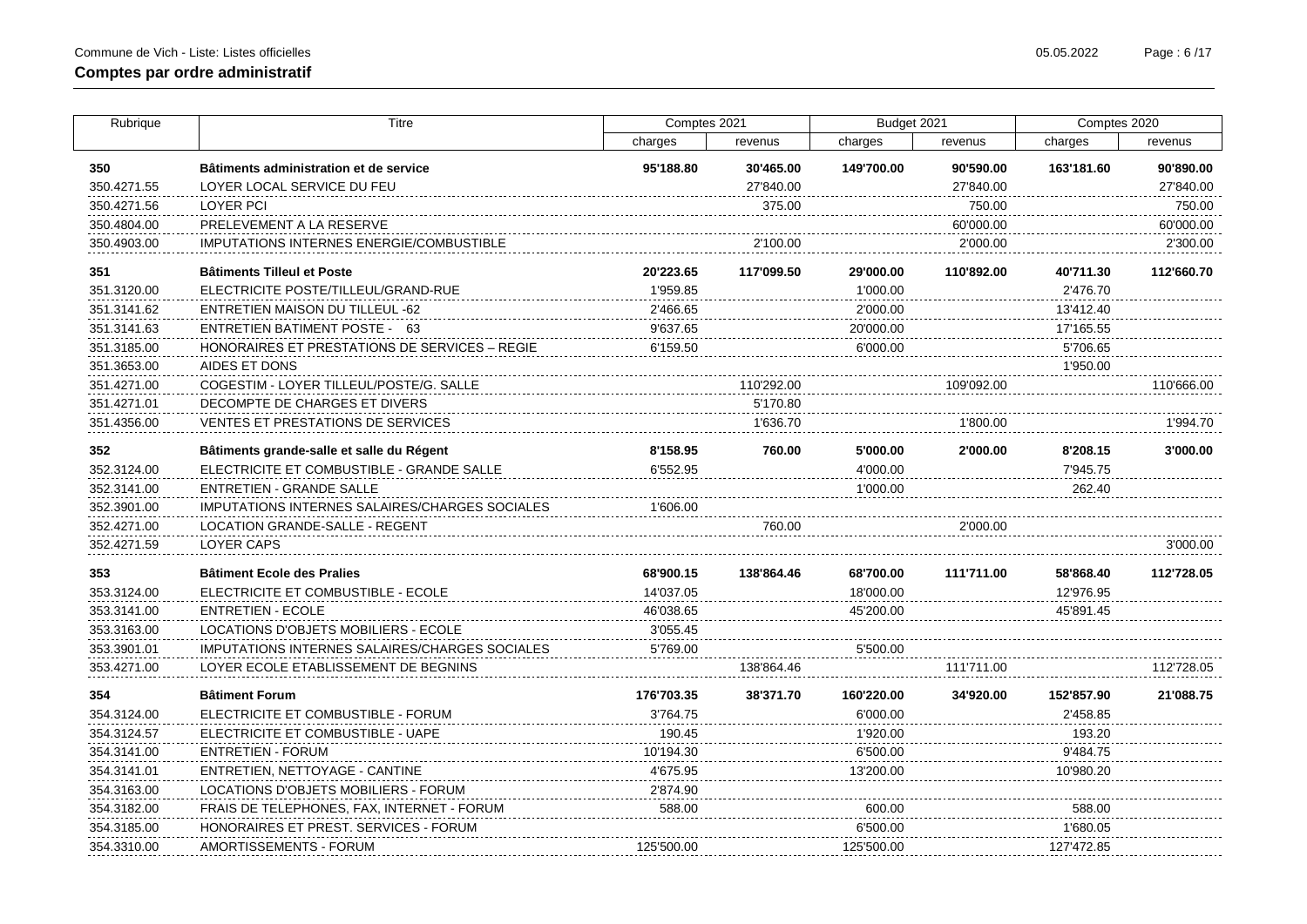## Comptes par ordre administratif

| Rubrique | Titre | Comptes 2021 | | Budget 2021 | | Comptes 2020 | |
|---|---|---|---|---|---|---|---|
| | | charges | revenus | charges | revenus | charges | revenus |
| **350** | **Bâtiments administration et de service** | **95'188.80** | **30'465.00** | **149'700.00** | **90'590.00** | **163'181.60** | **90'890.00** |
| 350.4271.55 | LOYER LOCAL SERVICE DU FEU | | 27'840.00 | | 27'840.00 | | 27'840.00 |
| 350.4271.56 | LOYER PCI | | 375.00 | | 750.00 | | 750.00 |
| 350.4804.00 | PRELEVEMENT A LA RESERVE | | | | 60'000.00 | | 60'000.00 |
| 350.4903.00 | IMPUTATIONS INTERNES ENERGIE/COMBUSTIBLE | | 2'100.00 | | 2'000.00 | | 2'300.00 |
| **351** | **Bâtiments Tilleul et Poste** | **20'223.65** | **117'099.50** | **29'000.00** | **110'892.00** | **40'711.30** | **112'660.70** |
| 351.3120.00 | ELECTRICITE POSTE/TILLEUL/GRAND-RUE | 1'959.85 | | 1'000.00 | | 2'476.70 | |
| 351.3141.62 | ENTRETIEN MAISON DU TILLEUL -62 | 2'466.65 | | 2'000.00 | | 13'412.40 | |
| 351.3141.63 | ENTRETIEN BATIMENT POSTE - 63 | 9'637.65 | | 20'000.00 | | 17'165.55 | |
| 351.3185.00 | HONORAIRES ET PRESTATIONS DE SERVICES – REGIE | 6'159.50 | | 6'000.00 | | 5'706.65 | |
| 351.3653.00 | AIDES ET DONS | | | | | 1'950.00 | |
| 351.4271.00 | COGESTIM - LOYER TILLEUL/POSTE/G. SALLE | | 110'292.00 | | 109'092.00 | | 110'666.00 |
| 351.4271.01 | DECOMPTE DE CHARGES ET DIVERS | | 5'170.80 | | | | |
| 351.4356.00 | VENTES ET PRESTATIONS DE SERVICES | | 1'636.70 | | 1'800.00 | | 1'994.70 |
| **352** | **Bâtiments grande-salle et salle du Régent** | **8'158.95** | **760.00** | **5'000.00** | **2'000.00** | **8'208.15** | **3'000.00** |
| 352.3124.00 | ELECTRICITE ET COMBUSTIBLE - GRANDE SALLE | 6'552.95 | | 4'000.00 | | 7'945.75 | |
| 352.3141.00 | ENTRETIEN - GRANDE SALLE | | | 1'000.00 | | 262.40 | |
| 352.3901.00 | IMPUTATIONS INTERNES SALAIRES/CHARGES SOCIALES | 1'606.00 | | | | | |
| 352.4271.00 | LOCATION GRANDE-SALLE - REGENT | | 760.00 | | 2'000.00 | | |
| 352.4271.59 | LOYER CAPS | | | | | | 3'000.00 |
| **353** | **Bâtiment Ecole des Pralies** | **68'900.15** | **138'864.46** | **68'700.00** | **111'711.00** | **58'868.40** | **112'728.05** |
| 353.3124.00 | ELECTRICITE ET COMBUSTIBLE - ECOLE | 14'037.05 | | 18'000.00 | | 12'976.95 | |
| 353.3141.00 | ENTRETIEN - ECOLE | 46'038.65 | | 45'200.00 | | 45'891.45 | |
| 353.3163.00 | LOCATIONS D'OBJETS MOBILIERS - ECOLE | 3'055.45 | | | | | |
| 353.3901.01 | IMPUTATIONS INTERNES SALAIRES/CHARGES SOCIALES | 5'769.00 | | 5'500.00 | | | |
| 353.4271.00 | LOYER ECOLE ETABLISSEMENT DE BEGNINS | | 138'864.46 | | 111'711.00 | | 112'728.05 |
| **354** | **Bâtiment Forum** | **176'703.35** | **38'371.70** | **160'220.00** | **34'920.00** | **152'857.90** | **21'088.75** |
| 354.3124.00 | ELECTRICITE ET COMBUSTIBLE - FORUM | 3'764.75 | | 6'000.00 | | 2'458.85 | |
| 354.3124.57 | ELECTRICITE ET COMBUSTIBLE - UAPE | 190.45 | | 1'920.00 | | 193.20 | |
| 354.3141.00 | ENTRETIEN - FORUM | 10'194.30 | | 6'500.00 | | 9'484.75 | |
| 354.3141.01 | ENTRETIEN, NETTOYAGE - CANTINE | 4'675.95 | | 13'200.00 | | 10'980.20 | |
| 354.3163.00 | LOCATIONS D'OBJETS MOBILIERS - FORUM | 2'874.90 | | | | | |
| 354.3182.00 | FRAIS DE TELEPHONES, FAX, INTERNET - FORUM | 588.00 | | 600.00 | | 588.00 | |
| 354.3185.00 | HONORAIRES ET PREST. SERVICES - FORUM | | | 6'500.00 | | 1'680.05 | |
| 354.3310.00 | AMORTISSEMENTS - FORUM | 125'500.00 | | 125'500.00 | | 127'472.85 | |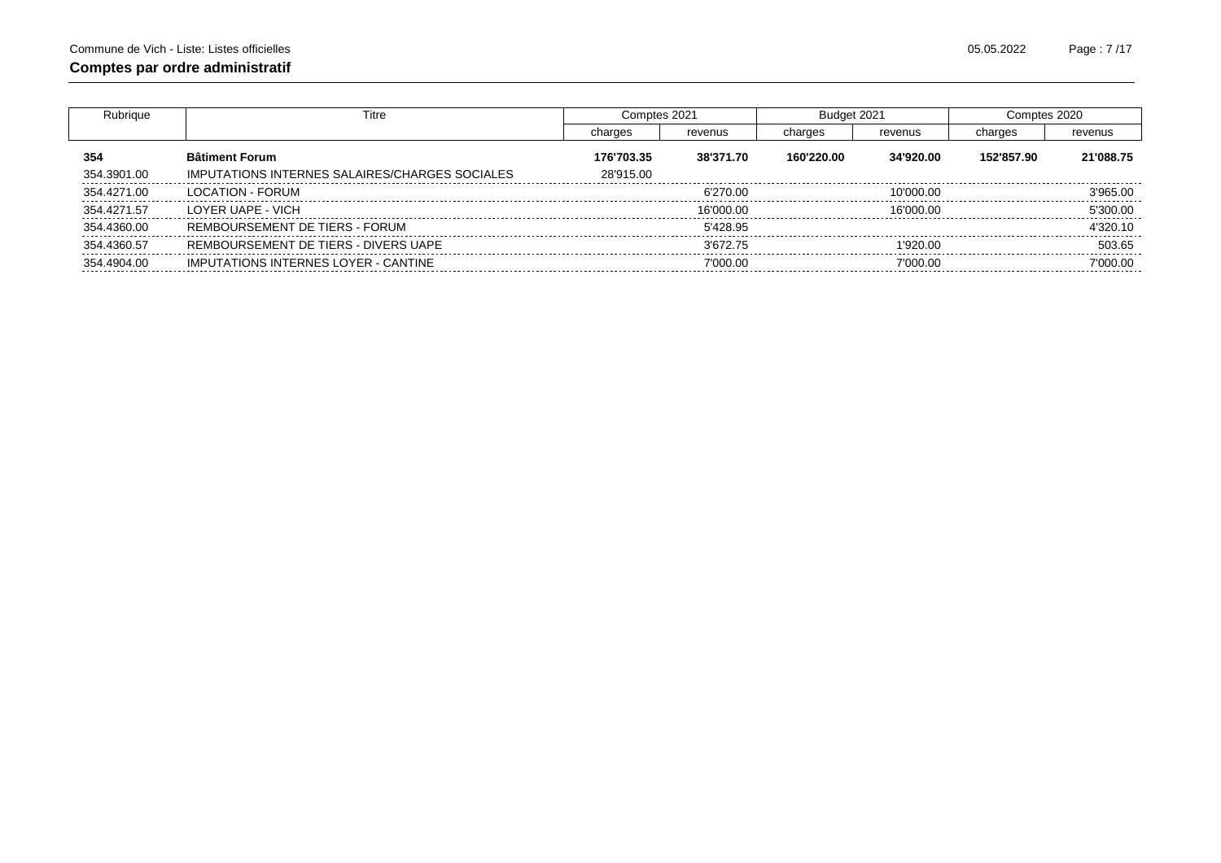## Comptes par ordre administratif

| Rubrique | Titre | Comptes 2021 | | Budget 2021 | | Comptes 2020 | |
|---|---|---|---|---|---|---|---|
| | | charges | revenus | charges | revenus | charges | revenus |
| **354** | **Bâtiment Forum** | **176'703.35** | **38'371.70** | **160'220.00** | **34'920.00** | **152'857.90** | **21'088.75** |
| 354.3901.00 | IMPUTATIONS INTERNES SALAIRES/CHARGES SOCIALES | 28'915.00 | | | | | |
| 354.4271.00 | LOCATION - FORUM | | 6'270.00 | | 10'000.00 | | 3'965.00 |
| 354.4271.57 | LOYER UAPE - VICH | | 16'000.00 | | 16'000.00 | | 5'300.00 |
| 354.4360.00 | REMBOURSEMENT DE TIERS - FORUM | | 5'428.95 | | | | 4'320.10 |
| 354.4360.57 | REMBOURSEMENT DE TIERS - DIVERS UAPE | | 3'672.75 | | 1'920.00 | | 503.65 |
| 354.4904.00 | IMPUTATIONS INTERNES LOYER - CANTINE | | 7'000.00 | | 7'000.00 | | 7'000.00 |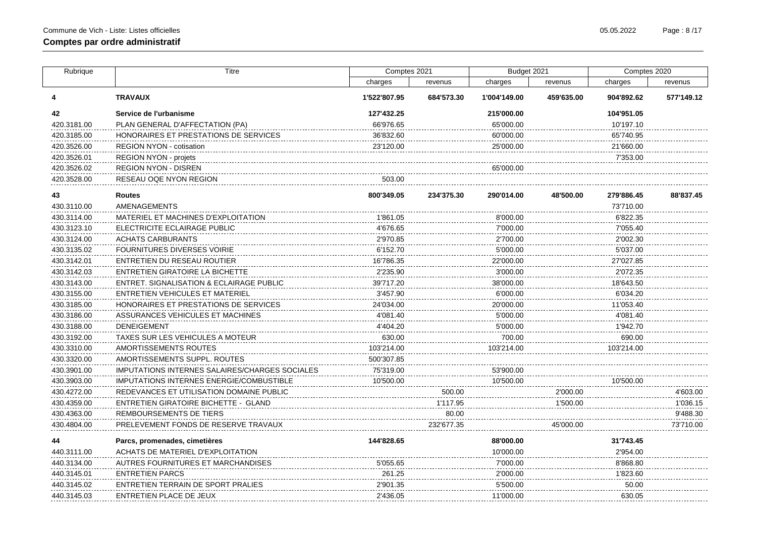## Comptes par ordre administratif

| Rubrique | Titre | Comptes 2021 | | Budget 2021 | | Comptes 2020 | |
|---|---|---|---|---|---|---|---|
| | | charges | revenus | charges | revenus | charges | revenus |
| **4** | **TRAVAUX** | **1'522'807.95** | **684'573.30** | **1'004'149.00** | **459'635.00** | **904'892.62** | **577'149.12** |
| **42** | **Service de l'urbanisme** | **127'432.25** | | **215'000.00** | | **104'951.05** | |
| 420.3181.00 | PLAN GENERAL D'AFFECTATION (PA) | 66'976.65 | | 65'000.00 | | 10'197.10 | |
| 420.3185.00 | HONORAIRES ET PRESTATIONS DE SERVICES | 36'832.60 | | 60'000.00 | | 65'740.95 | |
| 420.3526.00 | REGION NYON - cotisation | 23'120.00 | | 25'000.00 | | 21'660.00 | |
| 420.3526.01 | REGION NYON - projets | | | | | 7'353.00 | |
| 420.3526.02 | REGION NYON - DISREN | | | 65'000.00 | | | |
| 420.3528.00 | RESEAU OQE NYON REGION | 503.00 | | | | | |
| **43** | **Routes** | **800'349.05** | **234'375.30** | **290'014.00** | **48'500.00** | **279'886.45** | **88'837.45** |
| 430.3110.00 | AMENAGEMENTS | | | | | 73'710.00 | |
| 430.3114.00 | MATERIEL ET MACHINES D'EXPLOITATION | 1'861.05 | | 8'000.00 | | 6'822.35 | |
| 430.3123.10 | ELECTRICITE ECLAIRAGE PUBLIC | 4'676.65 | | 7'000.00 | | 7'055.40 | |
| 430.3124.00 | ACHATS CARBURANTS | 2'970.85 | | 2'700.00 | | 2'002.30 | |
| 430.3135.02 | FOURNITURES DIVERSES VOIRIE | 6'152.70 | | 5'000.00 | | 5'037.00 | |
| 430.3142.01 | ENTRETIEN DU RESEAU ROUTIER | 16'786.35 | | 22'000.00 | | 27'027.85 | |
| 430.3142.03 | ENTRETIEN GIRATOIRE LA BICHETTE | 2'235.90 | | 3'000.00 | | 2'072.35 | |
| 430.3143.00 | ENTRET. SIGNALISATION & ECLAIRAGE PUBLIC | 39'717.20 | | 38'000.00 | | 18'643.50 | |
| 430.3155.00 | ENTRETIEN VEHICULES ET MATERIEL | 3'457.90 | | 6'000.00 | | 6'034.20 | |
| 430.3185.00 | HONORAIRES ET PRESTATIONS DE SERVICES | 24'034.00 | | 20'000.00 | | 11'053.40 | |
| 430.3186.00 | ASSURANCES VEHICULES ET MACHINES | 4'081.40 | | 5'000.00 | | 4'081.40 | |
| 430.3188.00 | DENEIGEMENT | 4'404.20 | | 5'000.00 | | 1'942.70 | |
| 430.3192.00 | TAXES SUR LES VEHICULES A MOTEUR | 630.00 | | 700.00 | | 690.00 | |
| 430.3310.00 | AMORTISSEMENTS ROUTES | 103'214.00 | | 103'214.00 | | 103'214.00 | |
| 430.3320.00 | AMORTISSEMENTS SUPPL. ROUTES | 500'307.85 | | | | | |
| 430.3901.00 | IMPUTATIONS INTERNES SALAIRES/CHARGES SOCIALES | 75'319.00 | | 53'900.00 | | | |
| 430.3903.00 | IMPUTATIONS INTERNES ENERGIE/COMBUSTIBLE | 10'500.00 | | 10'500.00 | | 10'500.00 | |
| 430.4272.00 | REDEVANCES ET UTILISATION DOMAINE PUBLIC | | 500.00 | | 2'000.00 | | 4'603.00 |
| 430.4359.00 | ENTRETIEN GIRATOIRE BICHETTE - GLAND | | 1'117.95 | | 1'500.00 | | 1'036.15 |
| 430.4363.00 | REMBOURSEMENTS DE TIERS | | 80.00 | | | | 9'488.30 |
| 430.4804.00 | PRELEVEMENT FONDS DE RESERVE TRAVAUX | | 232'677.35 | | 45'000.00 | | 73'710.00 |
| **44** | **Parcs, promenades, cimetières** | **144'828.65** | | **88'000.00** | | **31'743.45** | |
| 440.3111.00 | ACHATS DE MATERIEL D'EXPLOITATION | | | 10'000.00 | | 2'954.00 | |
| 440.3134.00 | AUTRES FOURNITURES ET MARCHANDISES | 5'055.65 | | 7'000.00 | | 8'868.80 | |
| 440.3145.01 | ENTRETIEN PARCS | 261.25 | | 2'000.00 | | 1'823.60 | |
| 440.3145.02 | ENTRETIEN TERRAIN DE SPORT PRALIES | 2'901.35 | | 5'500.00 | | 50.00 | |
| 440.3145.03 | ENTRETIEN PLACE DE JEUX | 2'436.05 | | 11'000.00 | | 630.05 | |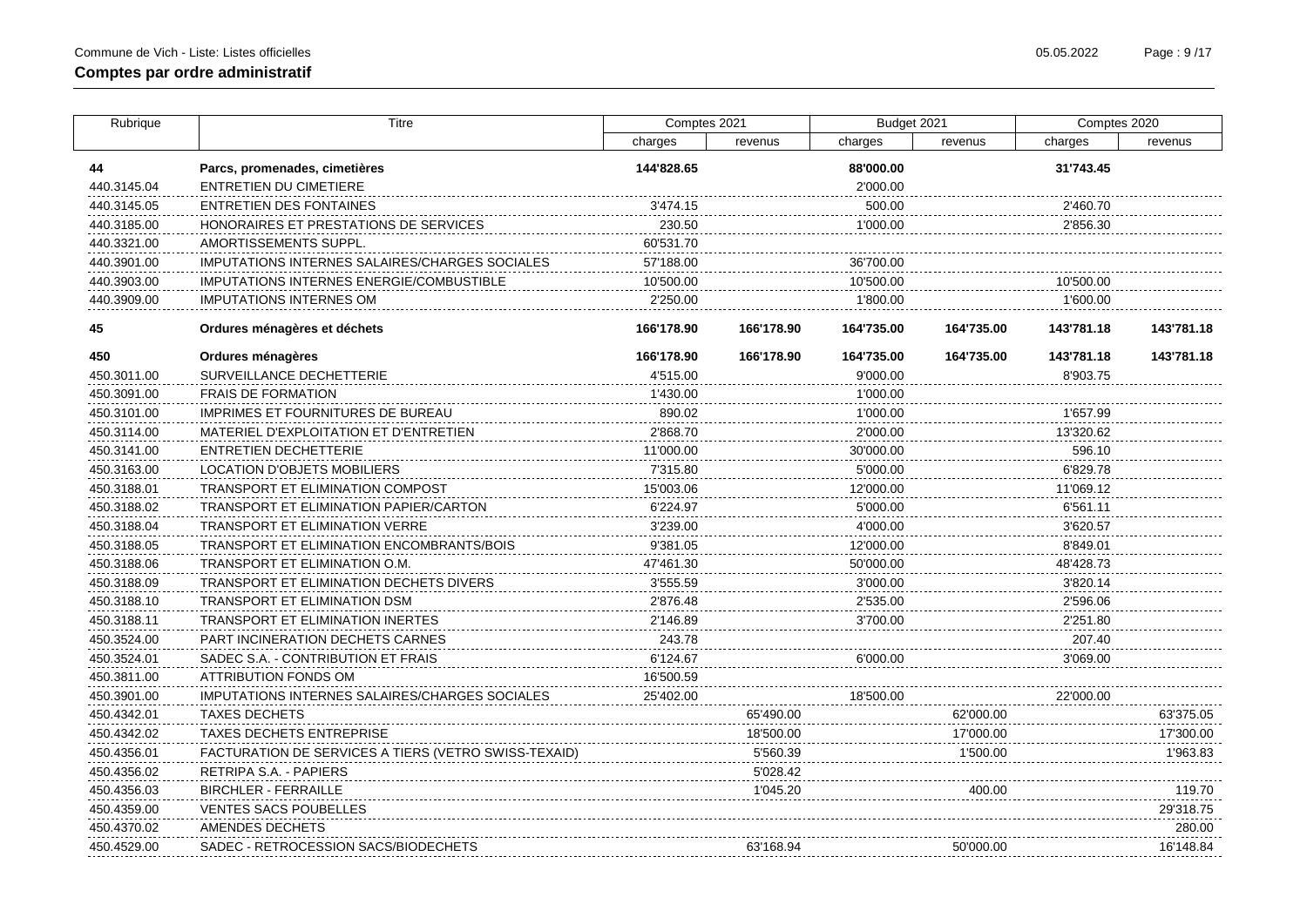## Comptes par ordre administratif

| Rubrique | Titre | Comptes 2021 | | Budget 2021 | | Comptes 2020 | |
|---|---|---|---|---|---|---|---|
| | | charges | revenus | charges | revenus | charges | revenus |
| **44** | **Parcs, promenades, cimetières** | **144'828.65** | | **88'000.00** | | **31'743.45** | |
| 440.3145.04 | ENTRETIEN DU CIMETIERE | | | 2'000.00 | | | |
| 440.3145.05 | ENTRETIEN DES FONTAINES | 3'474.15 | | 500.00 | | 2'460.70 | |
| 440.3185.00 | HONORAIRES ET PRESTATIONS DE SERVICES | 230.50 | | 1'000.00 | | 2'856.30 | |
| 440.3321.00 | AMORTISSEMENTS SUPPL. | 60'531.70 | | | | | |
| 440.3901.00 | IMPUTATIONS INTERNES SALAIRES/CHARGES SOCIALES | 57'188.00 | | 36'700.00 | | | |
| 440.3903.00 | IMPUTATIONS INTERNES ENERGIE/COMBUSTIBLE | 10'500.00 | | 10'500.00 | | 10'500.00 | |
| 440.3909.00 | IMPUTATIONS INTERNES OM | 2'250.00 | | 1'800.00 | | 1'600.00 | |
| **45** | **Ordures ménagères et déchets** | **166'178.90** | **166'178.90** | **164'735.00** | **164'735.00** | **143'781.18** | **143'781.18** |
| **450** | **Ordures ménagères** | **166'178.90** | **166'178.90** | **164'735.00** | **164'735.00** | **143'781.18** | **143'781.18** |
| 450.3011.00 | SURVEILLANCE DECHETTERIE | 4'515.00 | | 9'000.00 | | 8'903.75 | |
| 450.3091.00 | FRAIS DE FORMATION | 1'430.00 | | 1'000.00 | | | |
| 450.3101.00 | IMPRIMES ET FOURNITURES DE BUREAU | 890.02 | | 1'000.00 | | 1'657.99 | |
| 450.3114.00 | MATERIEL D'EXPLOITATION ET D'ENTRETIEN | 2'868.70 | | 2'000.00 | | 13'320.62 | |
| 450.3141.00 | ENTRETIEN DECHETTERIE | 11'000.00 | | 30'000.00 | | 596.10 | |
| 450.3163.00 | LOCATION D'OBJETS MOBILIERS | 7'315.80 | | 5'000.00 | | 6'829.78 | |
| 450.3188.01 | TRANSPORT ET ELIMINATION COMPOST | 15'003.06 | | 12'000.00 | | 11'069.12 | |
| 450.3188.02 | TRANSPORT ET ELIMINATION PAPIER/CARTON | 6'224.97 | | 5'000.00 | | 6'561.11 | |
| 450.3188.04 | TRANSPORT ET ELIMINATION VERRE | 3'239.00 | | 4'000.00 | | 3'620.57 | |
| 450.3188.05 | TRANSPORT ET ELIMINATION ENCOMBRANTS/BOIS | 9'381.05 | | 12'000.00 | | 8'849.01 | |
| 450.3188.06 | TRANSPORT ET ELIMINATION O.M. | 47'461.30 | | 50'000.00 | | 48'428.73 | |
| 450.3188.09 | TRANSPORT ET ELIMINATION DECHETS DIVERS | 3'555.59 | | 3'000.00 | | 3'820.14 | |
| 450.3188.10 | TRANSPORT ET ELIMINATION DSM | 2'876.48 | | 2'535.00 | | 2'596.06 | |
| 450.3188.11 | TRANSPORT ET ELIMINATION INERTES | 2'146.89 | | 3'700.00 | | 2'251.80 | |
| 450.3524.00 | PART INCINERATION DECHETS CARNES | 243.78 | | | | 207.40 | |
| 450.3524.01 | SADEC S.A. - CONTRIBUTION ET FRAIS | 6'124.67 | | 6'000.00 | | 3'069.00 | |
| 450.3811.00 | ATTRIBUTION FONDS OM | 16'500.59 | | | | | |
| 450.3901.00 | IMPUTATIONS INTERNES SALAIRES/CHARGES SOCIALES | 25'402.00 | | 18'500.00 | | 22'000.00 | |
| 450.4342.01 | TAXES DECHETS | | 65'490.00 | | 62'000.00 | | 63'375.05 |
| 450.4342.02 | TAXES DECHETS ENTREPRISE | | 18'500.00 | | 17'000.00 | | 17'300.00 |
| 450.4356.01 | FACTURATION DE SERVICES A TIERS (VETRO SWISS-TEXAID) | | 5'560.39 | | 1'500.00 | | 1'963.83 |
| 450.4356.02 | RETRIPA S.A. - PAPIERS | | 5'028.42 | | | | |
| 450.4356.03 | BIRCHLER - FERRAILLE | | 1'045.20 | | 400.00 | | 119.70 |
| 450.4359.00 | VENTES SACS POUBELLES | | | | | | 29'318.75 |
| 450.4370.02 | AMENDES DECHETS | | | | | | 280.00 |
| 450.4529.00 | SADEC - RETROCESSION SACS/BIODECHETS | | 63'168.94 | | 50'000.00 | | 16'148.84 |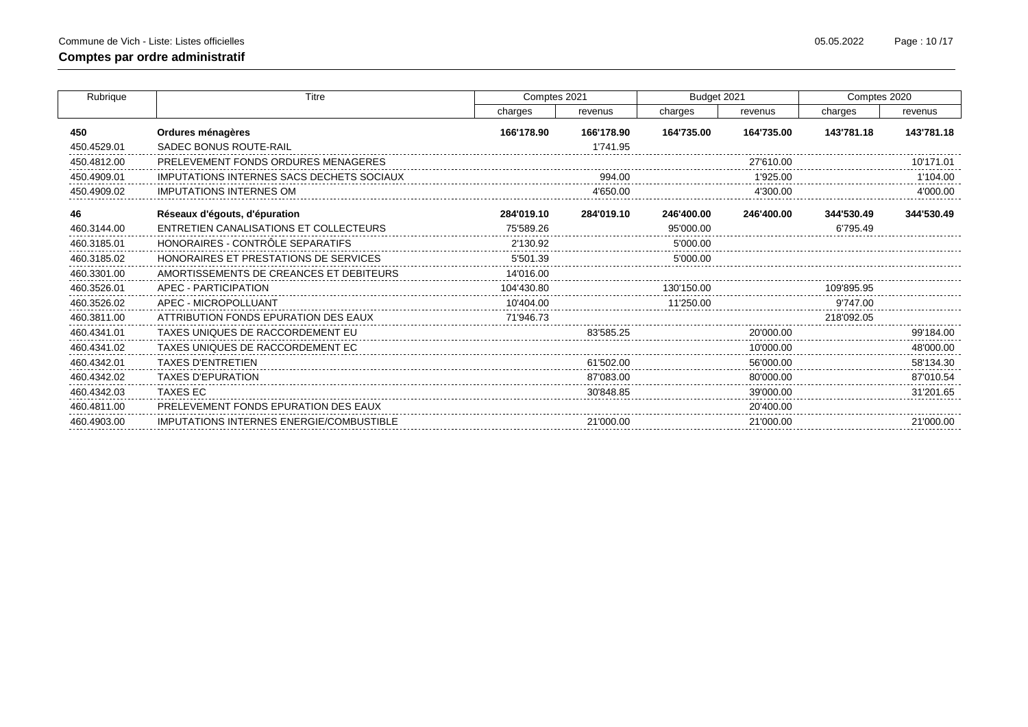## Comptes par ordre administratif

| Rubrique | Titre | Comptes 2021 | | Budget 2021 | | Comptes 2020 | |
|---|---|---|---|---|---|---|---|
| | | charges | revenus | charges | revenus | charges | revenus |
| **450** | **Ordures ménagères** | **166'178.90** | **166'178.90** | **164'735.00** | **164'735.00** | **143'781.18** | **143'781.18** |
| 450.4529.01 | SADEC BONUS ROUTE-RAIL | | 1'741.95 | | | | |
| 450.4812.00 | PRELEVEMENT FONDS ORDURES MENAGERES | | | | 27'610.00 | | 10'171.01 |
| 450.4909.01 | IMPUTATIONS INTERNES SACS DECHETS SOCIAUX | | 994.00 | | 1'925.00 | | 1'104.00 |
| 450.4909.02 | IMPUTATIONS INTERNES OM | | 4'650.00 | | 4'300.00 | | 4'000.00 |
| **46** | **Réseaux d'égouts, d'épuration** | **284'019.10** | **284'019.10** | **246'400.00** | **246'400.00** | **344'530.49** | **344'530.49** |
| 460.3144.00 | ENTRETIEN CANALISATIONS ET COLLECTEURS | 75'589.26 | | 95'000.00 | | 6'795.49 | |
| 460.3185.01 | HONORAIRES - CONTRÔLE SEPARATIFS | 2'130.92 | | 5'000.00 | | | |
| 460.3185.02 | HONORAIRES ET PRESTATIONS DE SERVICES | 5'501.39 | | 5'000.00 | | | |
| 460.3301.00 | AMORTISSEMENTS DE CREANCES ET DEBITEURS | 14'016.00 | | | | | |
| 460.3526.01 | APEC - PARTICIPATION | 104'430.80 | | 130'150.00 | | 109'895.95 | |
| 460.3526.02 | APEC - MICROPOLLUANT | 10'404.00 | | 11'250.00 | | 9'747.00 | |
| 460.3811.00 | ATTRIBUTION FONDS EPURATION DES EAUX | 71'946.73 | | | | 218'092.05 | |
| 460.4341.01 | TAXES UNIQUES DE RACCORDEMENT EU | | 83'585.25 | | 20'000.00 | | 99'184.00 |
| 460.4341.02 | TAXES UNIQUES DE RACCORDEMENT EC | | | | 10'000.00 | | 48'000.00 |
| 460.4342.01 | TAXES D'ENTRETIEN | | 61'502.00 | | 56'000.00 | | 58'134.30 |
| 460.4342.02 | TAXES D'EPURATION | | 87'083.00 | | 80'000.00 | | 87'010.54 |
| 460.4342.03 | TAXES EC | | 30'848.85 | | 39'000.00 | | 31'201.65 |
| 460.4811.00 | PRELEVEMENT FONDS EPURATION DES EAUX | | | | 20'400.00 | | |
| 460.4903.00 | IMPUTATIONS INTERNES ENERGIE/COMBUSTIBLE | | 21'000.00 | | 21'000.00 | | 21'000.00 |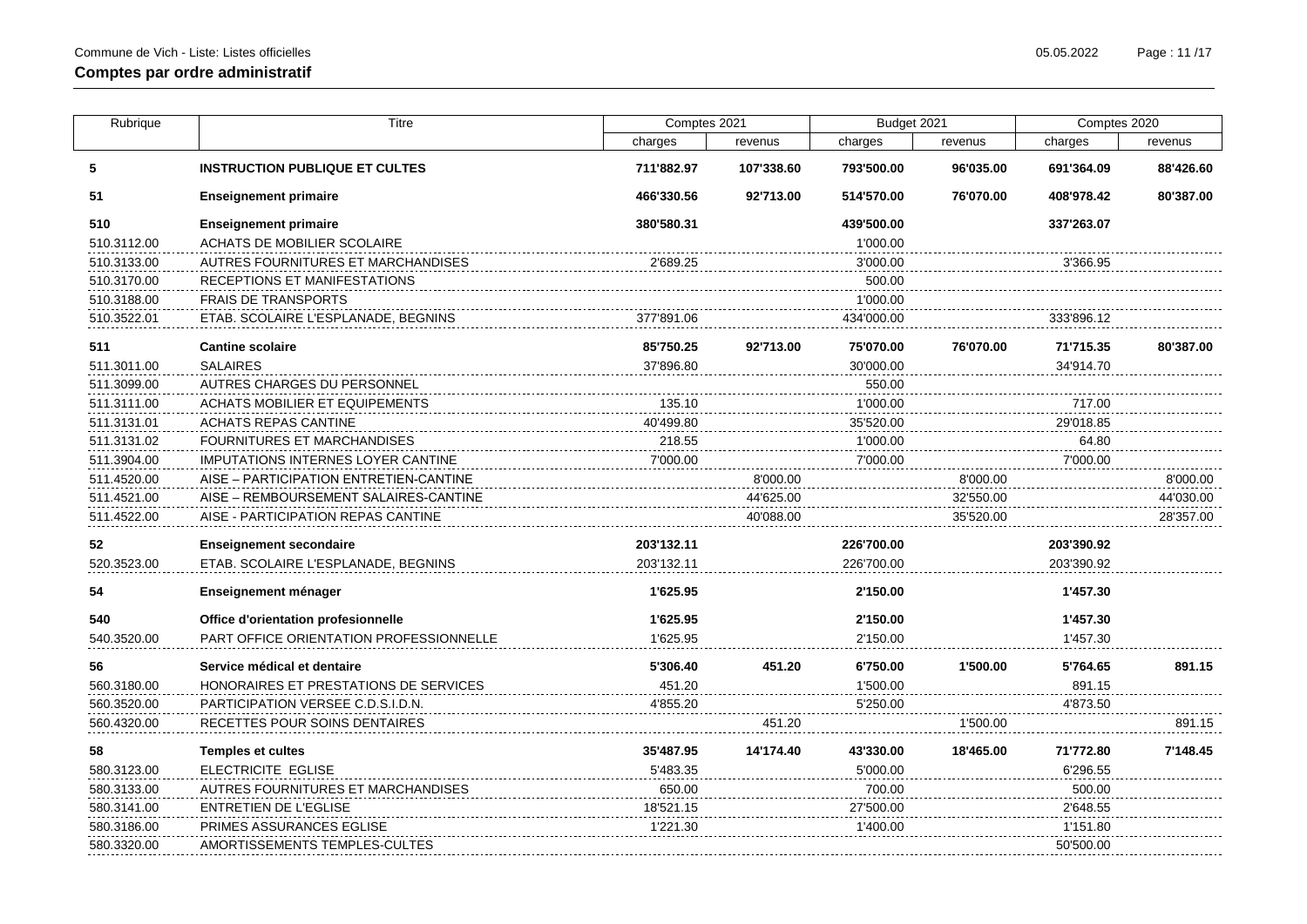## Comptes par ordre administratif

| Rubrique | Titre | Comptes 2021 | | Budget 2021 | | Comptes 2020 | |
|---|---|---|---|---|---|---|---|
| | | charges | revenus | charges | revenus | charges | revenus |
| **5** | **INSTRUCTION PUBLIQUE ET CULTES** | **711'882.97** | **107'338.60** | **793'500.00** | **96'035.00** | **691'364.09** | **88'426.60** |
| **51** | **Enseignement primaire** | **466'330.56** | **92'713.00** | **514'570.00** | **76'070.00** | **408'978.42** | **80'387.00** |
| **510** | **Enseignement primaire** | **380'580.31** | | **439'500.00** | | **337'263.07** | |
| 510.3112.00 | ACHATS DE MOBILIER SCOLAIRE | | | 1'000.00 | | | |
| 510.3133.00 | AUTRES FOURNITURES ET MARCHANDISES | 2'689.25 | | 3'000.00 | | 3'366.95 | |
| 510.3170.00 | RECEPTIONS ET MANIFESTATIONS | | | 500.00 | | | |
| 510.3188.00 | FRAIS DE TRANSPORTS | | | 1'000.00 | | | |
| 510.3522.01 | ETAB. SCOLAIRE L'ESPLANADE, BEGNINS | 377'891.06 | | 434'000.00 | | 333'896.12 | |
| **511** | **Cantine scolaire** | **85'750.25** | **92'713.00** | **75'070.00** | **76'070.00** | **71'715.35** | **80'387.00** |
| 511.3011.00 | SALAIRES | 37'896.80 | | 30'000.00 | | 34'914.70 | |
| 511.3099.00 | AUTRES CHARGES DU PERSONNEL | | | 550.00 | | | |
| 511.3111.00 | ACHATS MOBILIER ET EQUIPEMENTS | 135.10 | | 1'000.00 | | 717.00 | |
| 511.3131.01 | ACHATS REPAS CANTINE | 40'499.80 | | 35'520.00 | | 29'018.85 | |
| 511.3131.02 | FOURNITURES ET MARCHANDISES | 218.55 | | 1'000.00 | | 64.80 | |
| 511.3904.00 | IMPUTATIONS INTERNES LOYER CANTINE | 7'000.00 | | 7'000.00 | | 7'000.00 | |
| 511.4520.00 | AISE – PARTICIPATION ENTRETIEN-CANTINE | | 8'000.00 | | 8'000.00 | | 8'000.00 |
| 511.4521.00 | AISE – REMBOURSEMENT SALAIRES-CANTINE | | 44'625.00 | | 32'550.00 | | 44'030.00 |
| 511.4522.00 | AISE - PARTICIPATION REPAS CANTINE | | 40'088.00 | | 35'520.00 | | 28'357.00 |
| **52** | **Enseignement secondaire** | **203'132.11** | | **226'700.00** | | **203'390.92** | |
| 520.3523.00 | ETAB. SCOLAIRE L'ESPLANADE, BEGNINS | 203'132.11 | | 226'700.00 | | 203'390.92 | |
| **54** | **Enseignement ménager** | **1'625.95** | | **2'150.00** | | **1'457.30** | |
| **540** | **Office d'orientation profesionnelle** | **1'625.95** | | **2'150.00** | | **1'457.30** | |
| 540.3520.00 | PART OFFICE ORIENTATION PROFESSIONNELLE | 1'625.95 | | 2'150.00 | | 1'457.30 | |
| **56** | **Service médical et dentaire** | **5'306.40** | **451.20** | **6'750.00** | **1'500.00** | **5'764.65** | **891.15** |
| 560.3180.00 | HONORAIRES ET PRESTATIONS DE SERVICES | 451.20 | | 1'500.00 | | 891.15 | |
| 560.3520.00 | PARTICIPATION VERSEE C.D.S.I.D.N. | 4'855.20 | | 5'250.00 | | 4'873.50 | |
| 560.4320.00 | RECETTES POUR SOINS DENTAIRES | | 451.20 | | 1'500.00 | | 891.15 |
| **58** | **Temples et cultes** | **35'487.95** | **14'174.40** | **43'330.00** | **18'465.00** | **71'772.80** | **7'148.45** |
| 580.3123.00 | ELECTRICITE EGLISE | 5'483.35 | | 5'000.00 | | 6'296.55 | |
| 580.3133.00 | AUTRES FOURNITURES ET MARCHANDISES | 650.00 | | 700.00 | | 500.00 | |
| 580.3141.00 | ENTRETIEN DE L'EGLISE | 18'521.15 | | 27'500.00 | | 2'648.55 | |
| 580.3186.00 | PRIMES ASSURANCES EGLISE | 1'221.30 | | 1'400.00 | | 1'151.80 | |
| 580.3320.00 | AMORTISSEMENTS TEMPLES-CULTES | | | | | 50'500.00 | |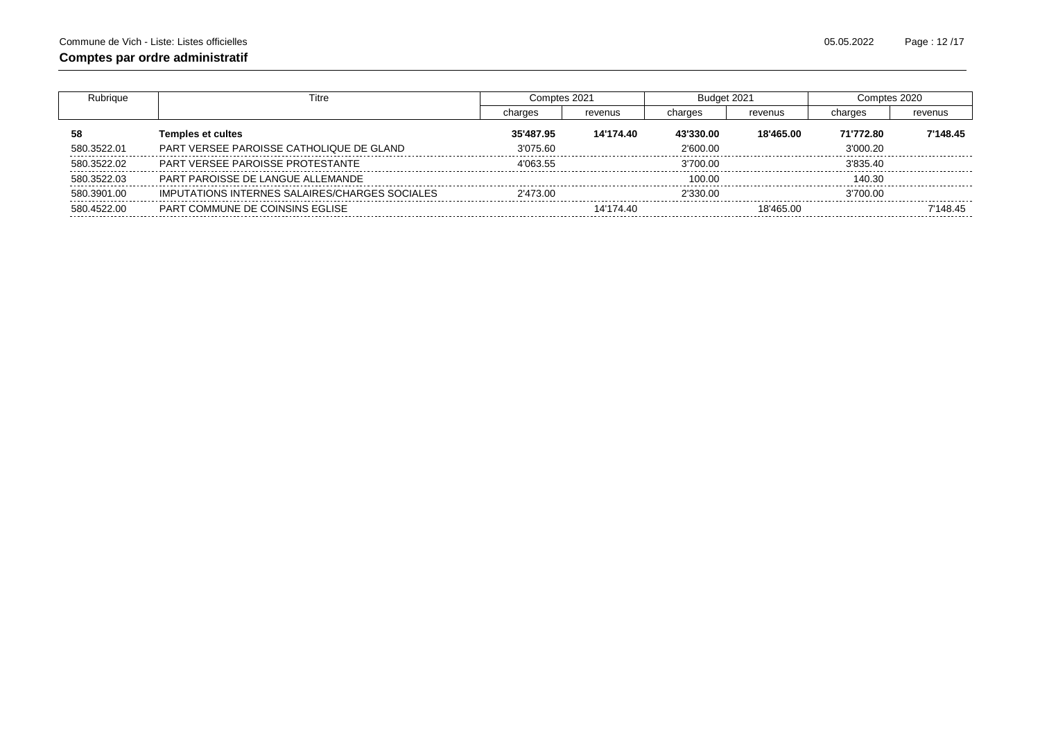## Comptes par ordre administratif

| Rubrique | Titre | Comptes 2021 | | Budget 2021 | | Comptes 2020 | |
|---|---|---|---|---|---|---|---|
| | | charges | revenus | charges | revenus | charges | revenus |
| **58** | **Temples et cultes** | **35'487.95** | **14'174.40** | **43'330.00** | **18'465.00** | **71'772.80** | **7'148.45** |
| 580.3522.01 | PART VERSEE PAROISSE CATHOLIQUE DE GLAND | 3'075.60 | | 2'600.00 | | 3'000.20 | |
| 580.3522.02 | PART VERSEE PAROISSE PROTESTANTE | 4'063.55 | | 3'700.00 | | 3'835.40 | |
| 580.3522.03 | PART PAROISSE DE LANGUE ALLEMANDE | | | 100.00 | | 140.30 | |
| 580.3901.00 | IMPUTATIONS INTERNES SALAIRES/CHARGES SOCIALES | 2'473.00 | | 2'330.00 | | 3'700.00 | |
| 580.4522.00 | PART COMMUNE DE COINSINS EGLISE | | 14'174.40 | | 18'465.00 | | 7'148.45 |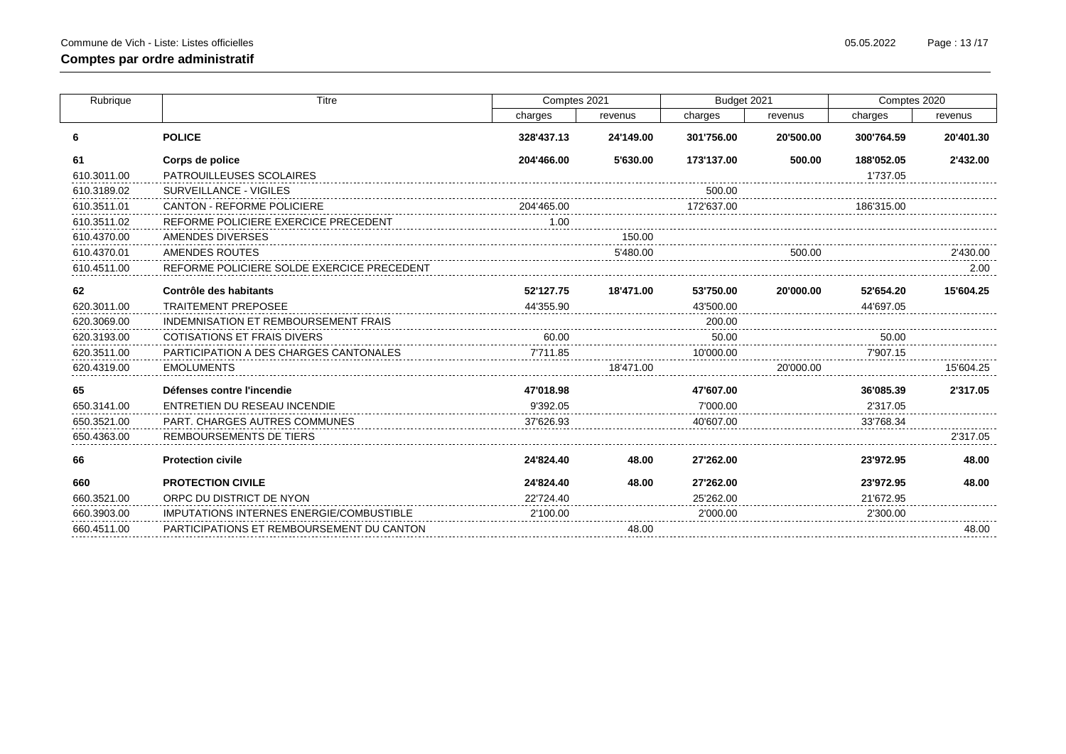**Comptes par ordre administratif**

| Rubrique | Titre | Comptes 2021 | | Budget 2021 | | Comptes 2020 | |
|---|---|---|---|---|---|---|---|
| | | charges | revenus | charges | revenus | charges | revenus |
| **6** | **POLICE** | **328'437.13** | **24'149.00** | **301'756.00** | **20'500.00** | **300'764.59** | **20'401.30** |
| **61** | **Corps de police** | **204'466.00** | **5'630.00** | **173'137.00** | **500.00** | **188'052.05** | **2'432.00** |
| 610.3011.00 | PATROUILLEUSES SCOLAIRES | | | | | 1'737.05 | |
| 610.3189.02 | SURVEILLANCE - VIGILES | | | 500.00 | | | |
| 610.3511.01 | CANTON - REFORME POLICIERE | 204'465.00 | | 172'637.00 | | 186'315.00 | |
| 610.3511.02 | REFORME POLICIERE EXERCICE PRECEDENT | 1.00 | | | | | |
| 610.4370.00 | AMENDES DIVERSES | | 150.00 | | | | |
| 610.4370.01 | AMENDES ROUTES | | 5'480.00 | | 500.00 | | 2'430.00 |
| 610.4511.00 | REFORME POLICIERE SOLDE EXERCICE PRECEDENT | | | | | | 2.00 |
| **62** | **Contrôle des habitants** | **52'127.75** | **18'471.00** | **53'750.00** | **20'000.00** | **52'654.20** | **15'604.25** |
| 620.3011.00 | TRAITEMENT PREPOSEE | 44'355.90 | | 43'500.00 | | 44'697.05 | |
| 620.3069.00 | INDEMNISATION ET REMBOURSEMENT FRAIS | | | 200.00 | | | |
| 620.3193.00 | COTISATIONS ET FRAIS DIVERS | 60.00 | | 50.00 | | 50.00 | |
| 620.3511.00 | PARTICIPATION A DES CHARGES CANTONALES | 7'711.85 | | 10'000.00 | | 7'907.15 | |
| 620.4319.00 | EMOLUMENTS | | 18'471.00 | | 20'000.00 | | 15'604.25 |
| **65** | **Défenses contre l'incendie** | **47'018.98** | | **47'607.00** | | **36'085.39** | **2'317.05** |
| 650.3141.00 | ENTRETIEN DU RESEAU INCENDIE | 9'392.05 | | 7'000.00 | | 2'317.05 | |
| 650.3521.00 | PART. CHARGES AUTRES COMMUNES | 37'626.93 | | 40'607.00 | | 33'768.34 | |
| 650.4363.00 | REMBOURSEMENTS DE TIERS | | | | | | 2'317.05 |
| **66** | **Protection civile** | **24'824.40** | **48.00** | **27'262.00** | | **23'972.95** | **48.00** |
| **660** | **PROTECTION CIVILE** | **24'824.40** | **48.00** | **27'262.00** | | **23'972.95** | **48.00** |
| 660.3521.00 | ORPC DU DISTRICT DE NYON | 22'724.40 | | 25'262.00 | | 21'672.95 | |
| 660.3903.00 | IMPUTATIONS INTERNES ENERGIE/COMBUSTIBLE | 2'100.00 | | 2'000.00 | | 2'300.00 | |
| 660.4511.00 | PARTICIPATIONS ET REMBOURSEMENT DU CANTON | | 48.00 | | | | 48.00 |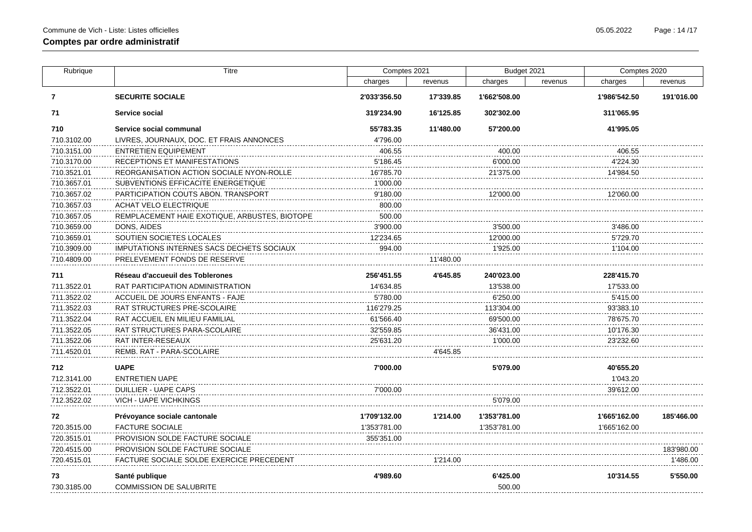## Comptes par ordre administratif

| Rubrique | Titre | Comptes 2021 | | Budget 2021 | | Comptes 2020 | |
|---|---|---|---|---|---|---|---|
| | | charges | revenus | charges | revenus | charges | revenus |
| **7** | **SECURITE SOCIALE** | **2'033'356.50** | **17'339.85** | **1'662'508.00** | | **1'986'542.50** | **191'016.00** |
| **71** | **Service social** | **319'234.90** | **16'125.85** | **302'302.00** | | **311'065.95** | |
| **710** | **Service social communal** | **55'783.35** | **11'480.00** | **57'200.00** | | **41'995.05** | |
| 710.3102.00 | LIVRES, JOURNAUX, DOC. ET FRAIS ANNONCES | 4'796.00 | | | | | |
| 710.3151.00 | ENTRETIEN EQUIPEMENT | 406.55 | | 400.00 | | 406.55 | |
| 710.3170.00 | RECEPTIONS ET MANIFESTATIONS | 5'186.45 | | 6'000.00 | | 4'224.30 | |
| 710.3521.01 | REORGANISATION ACTION SOCIALE NYON-ROLLE | 16'785.70 | | 21'375.00 | | 14'984.50 | |
| 710.3657.01 | SUBVENTIONS EFFICACITE ENERGETIQUE | 1'000.00 | | | | | |
| 710.3657.02 | PARTICIPATION COUTS ABON. TRANSPORT | 9'180.00 | | 12'000.00 | | 12'060.00 | |
| 710.3657.03 | ACHAT VELO ELECTRIQUE | 800.00 | | | | | |
| 710.3657.05 | REMPLACEMENT HAIE EXOTIQUE, ARBUSTES, BIOTOPE | 500.00 | | | | | |
| 710.3659.00 | DONS, AIDES | 3'900.00 | | 3'500.00 | | 3'486.00 | |
| 710.3659.01 | SOUTIEN SOCIETES LOCALES | 12'234.65 | | 12'000.00 | | 5'729.70 | |
| 710.3909.00 | IMPUTATIONS INTERNES SACS DECHETS SOCIAUX | 994.00 | | 1'925.00 | | 1'104.00 | |
| 710.4809.00 | PRELEVEMENT FONDS DE RESERVE | | 11'480.00 | | | | |
| **711** | **Réseau d'accueuil des Toblerones** | **256'451.55** | **4'645.85** | **240'023.00** | | **228'415.70** | |
| 711.3522.01 | RAT PARTICIPATION ADMINISTRATION | 14'634.85 | | 13'538.00 | | 17'533.00 | |
| 711.3522.02 | ACCUEIL DE JOURS ENFANTS - FAJE | 5'780.00 | | 6'250.00 | | 5'415.00 | |
| 711.3522.03 | RAT STRUCTURES PRE-SCOLAIRE | 116'279.25 | | 113'304.00 | | 93'383.10 | |
| 711.3522.04 | RAT ACCUEIL EN MILIEU FAMILIAL | 61'566.40 | | 69'500.00 | | 78'675.70 | |
| 711.3522.05 | RAT STRUCTURES PARA-SCOLAIRE | 32'559.85 | | 36'431.00 | | 10'176.30 | |
| 711.3522.06 | RAT INTER-RESEAUX | 25'631.20 | | 1'000.00 | | 23'232.60 | |
| 711.4520.01 | REMB. RAT - PARA-SCOLAIRE | | 4'645.85 | | | | |
| **712** | **UAPE** | **7'000.00** | | **5'079.00** | | **40'655.20** | |
| 712.3141.00 | ENTRETIEN UAPE | | | | | 1'043.20 | |
| 712.3522.01 | DUILLIER - UAPE CAPS | 7'000.00 | | | | 39'612.00 | |
| 712.3522.02 | VICH - UAPE VICHKINGS | | | 5'079.00 | | | |
| **72** | **Prévoyance sociale cantonale** | **1'709'132.00** | **1'214.00** | **1'353'781.00** | | **1'665'162.00** | **185'466.00** |
| 720.3515.00 | FACTURE SOCIALE | 1'353'781.00 | | 1'353'781.00 | | 1'665'162.00 | |
| 720.3515.01 | PROVISION SOLDE FACTURE SOCIALE | 355'351.00 | | | | | |
| 720.4515.00 | PROVISION SOLDE FACTURE SOCIALE | | | | | | 183'980.00 |
| 720.4515.01 | FACTURE SOCIALE SOLDE EXERCICE PRECEDENT | | 1'214.00 | | | | 1'486.00 |
| **73** | **Santé publique** | **4'989.60** | | **6'425.00** | | **10'314.55** | **5'550.00** |
| 730.3185.00 | COMMISSION DE SALUBRITE | | | 500.00 | | | |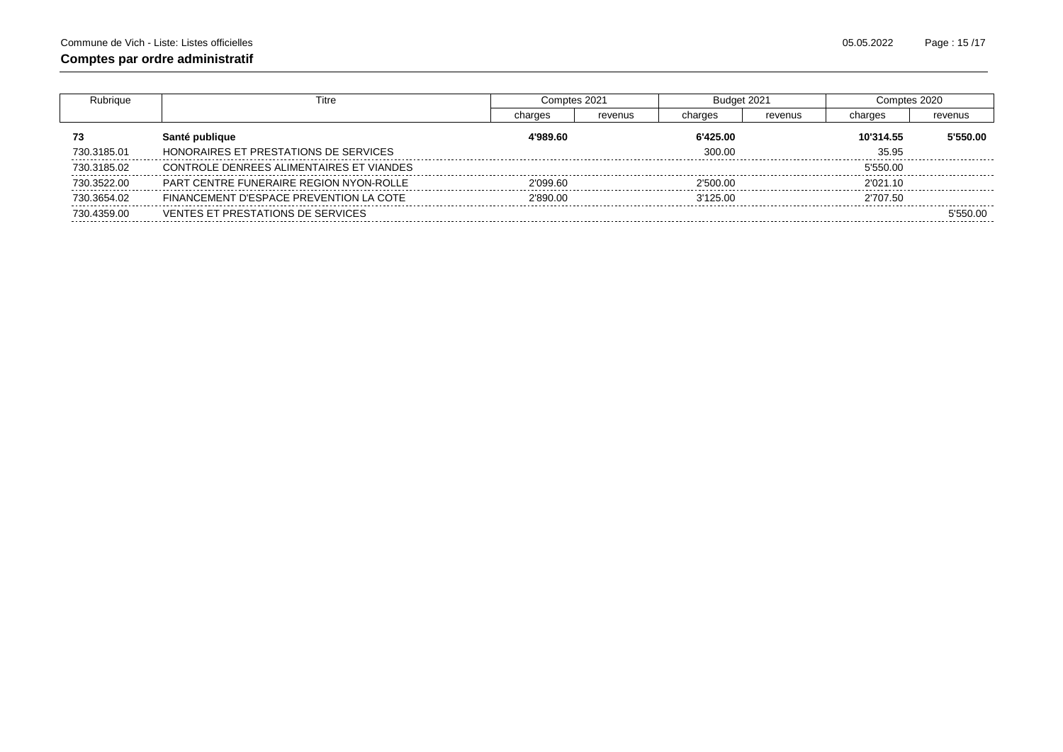**Comptes par ordre administratif**

| Rubrique | Titre | Comptes 2021 | | Budget 2021 | | Comptes 2020 | |
|---|---|---|---|---|---|---|---|
| | | charges | revenus | charges | revenus | charges | revenus |
| **73** | **Santé publique** | **4'989.60** | | **6'425.00** | | **10'314.55** | **5'550.00** |
| 730.3185.01 | HONORAIRES ET PRESTATIONS DE SERVICES | | | 300.00 | | 35.95 | |
| 730.3185.02 | CONTROLE DENREES ALIMENTAIRES ET VIANDES | | | | | 5'550.00 | |
| 730.3522.00 | PART CENTRE FUNERAIRE REGION NYON-ROLLE | 2'099.60 | | 2'500.00 | | 2'021.10 | |
| 730.3654.02 | FINANCEMENT D'ESPACE PREVENTION LA COTE | 2'890.00 | | 3'125.00 | | 2'707.50 | |
| 730.4359.00 | VENTES ET PRESTATIONS DE SERVICES | | | | | | 5'550.00 |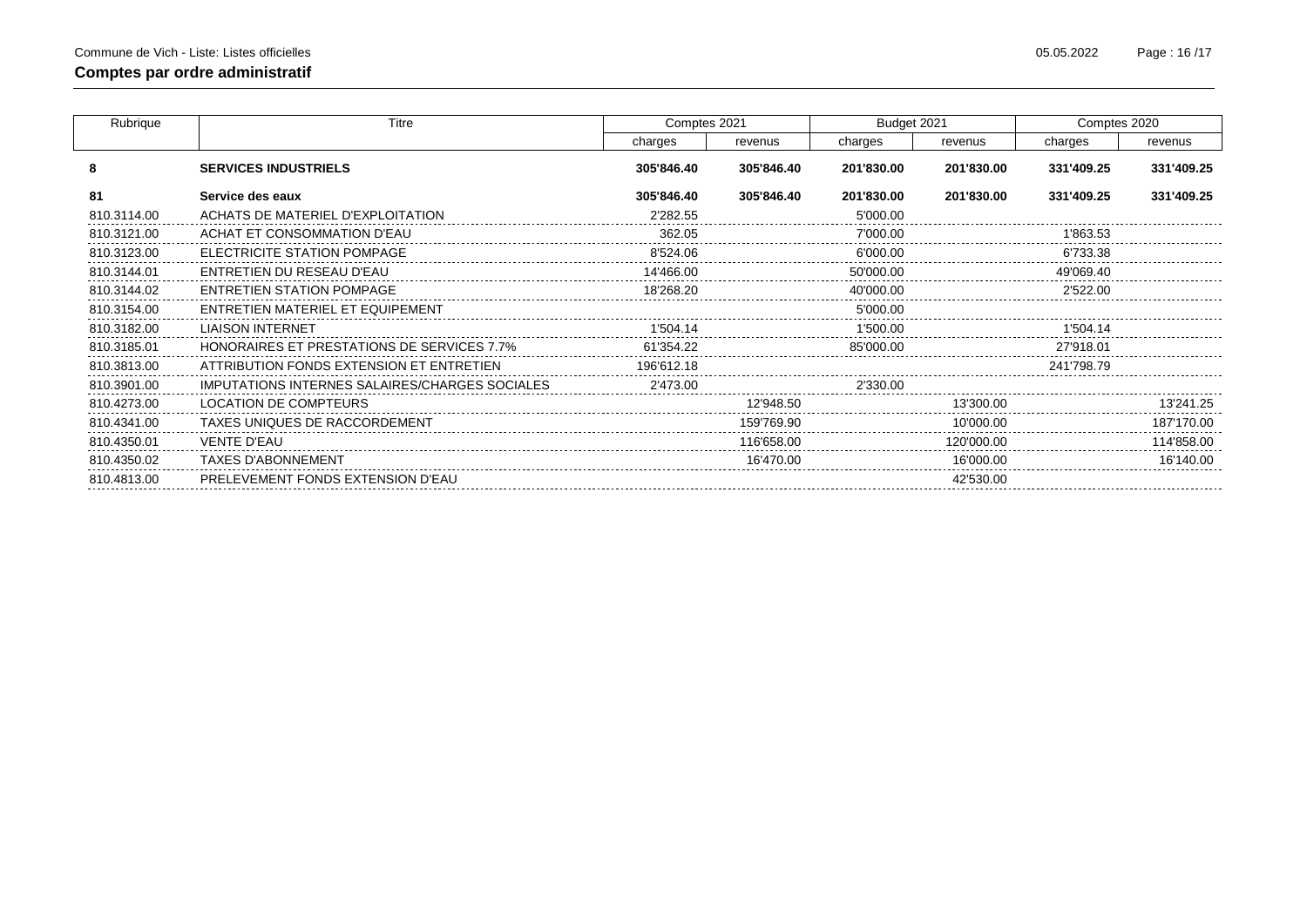## Comptes par ordre administratif

| Rubrique | Titre | Comptes 2021 | | Budget 2021 | | Comptes 2020 | |
|---|---|---|---|---|---|---|---|
| | | charges | revenus | charges | revenus | charges | revenus |
| **8** | **SERVICES INDUSTRIELS** | **305'846.40** | **305'846.40** | **201'830.00** | **201'830.00** | **331'409.25** | **331'409.25** |
| **81** | **Service des eaux** | **305'846.40** | **305'846.40** | **201'830.00** | **201'830.00** | **331'409.25** | **331'409.25** |
| 810.3114.00 | ACHATS DE MATERIEL D'EXPLOITATION | 2'282.55 | | 5'000.00 | | | |
| 810.3121.00 | ACHAT ET CONSOMMATION D'EAU | 362.05 | | 7'000.00 | | 1'863.53 | |
| 810.3123.00 | ELECTRICITE STATION POMPAGE | 8'524.06 | | 6'000.00 | | 6'733.38 | |
| 810.3144.01 | ENTRETIEN DU RESEAU D'EAU | 14'466.00 | | 50'000.00 | | 49'069.40 | |
| 810.3144.02 | ENTRETIEN STATION POMPAGE | 18'268.20 | | 40'000.00 | | 2'522.00 | |
| 810.3154.00 | ENTRETIEN MATERIEL ET EQUIPEMENT | | | 5'000.00 | | | |
| 810.3182.00 | LIAISON INTERNET | 1'504.14 | | 1'500.00 | | 1'504.14 | |
| 810.3185.01 | HONORAIRES ET PRESTATIONS DE SERVICES 7.7% | 61'354.22 | | 85'000.00 | | 27'918.01 | |
| 810.3813.00 | ATTRIBUTION FONDS EXTENSION ET ENTRETIEN | 196'612.18 | | | | 241'798.79 | |
| 810.3901.00 | IMPUTATIONS INTERNES SALAIRES/CHARGES SOCIALES | 2'473.00 | | 2'330.00 | | | |
| 810.4273.00 | LOCATION DE COMPTEURS | | 12'948.50 | | 13'300.00 | | 13'241.25 |
| 810.4341.00 | TAXES UNIQUES DE RACCORDEMENT | | 159'769.90 | | 10'000.00 | | 187'170.00 |
| 810.4350.01 | VENTE D'EAU | | 116'658.00 | | 120'000.00 | | 114'858.00 |
| 810.4350.02 | TAXES D'ABONNEMENT | | 16'470.00 | | 16'000.00 | | 16'140.00 |
| 810.4813.00 | PRELEVEMENT FONDS EXTENSION D'EAU | | | | 42'530.00 | | |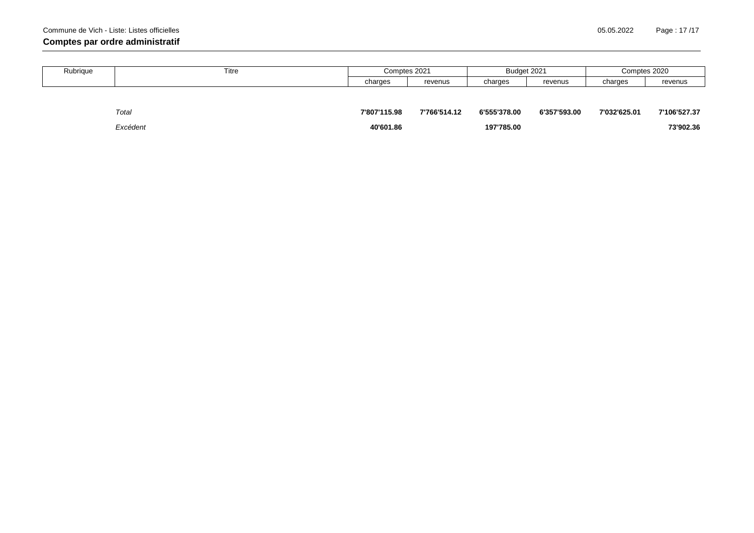## Comptes par ordre administratif

| Rubrique | Titre | Comptes 2021 | | Budget 2021 | | Comptes 2020 | |
|---|---|---|---|---|---|---|---|
| | | charges | revenus | charges | revenus | charges | revenus |
| | *Total* | **7'807'115.98** | **7'766'514.12** | **6'555'378.00** | **6'357'593.00** | **7'032'625.01** | **7'106'527.37** |
| | *Excédent* | **40'601.86** | | **197'785.00** | | | **73'902.36** |